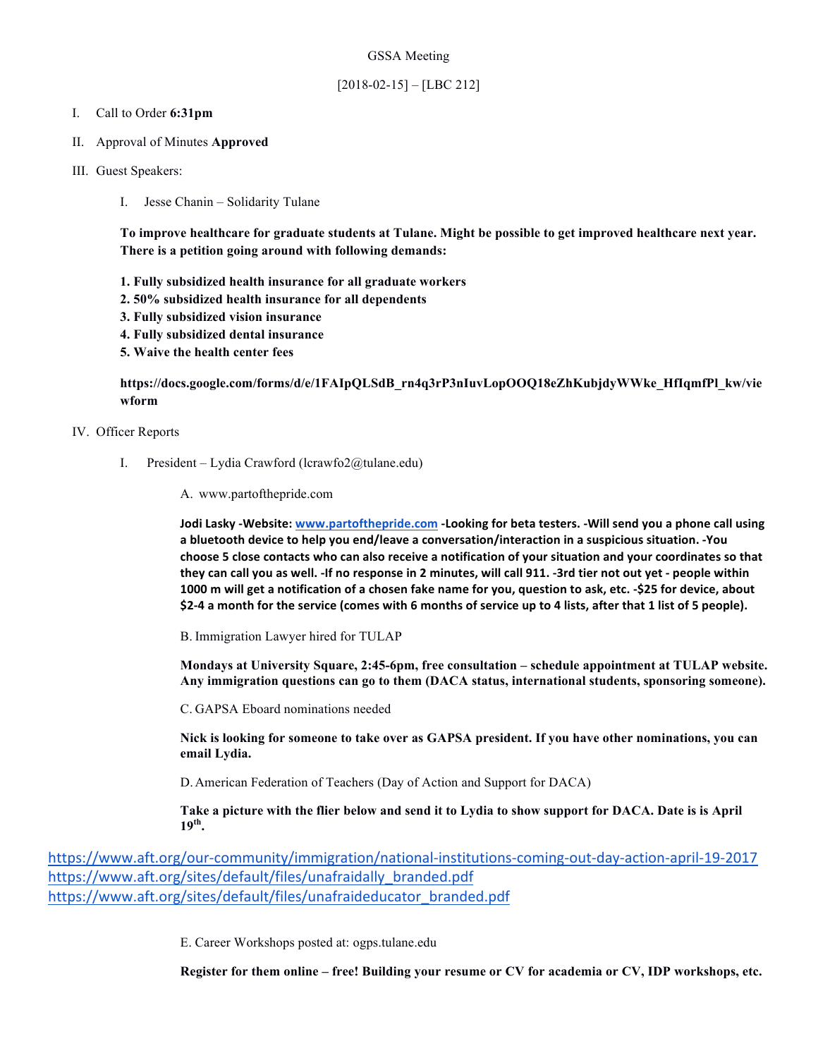GSSA Meeting

[2018-02-15] – [LBC 212]

I. Call to Order **6:31pm**

II. Approval of Minutes **Approved**

III. Guest Speakers:

   I. Jesse Chanin – Solidarity Tulane

   **To improve healthcare for graduate students at Tulane. Might be possible to get improved healthcare next year. There is a petition going around with following demands:**

   **1. Fully subsidized health insurance for all graduate workers**
   **2. 50% subsidized health insurance for all dependents**
   **3. Fully subsidized vision insurance**
   **4. Fully subsidized dental insurance**
   **5. Waive the health center fees**

   **https://docs.google.com/forms/d/e/1FAIpQLSdB_rn4q3rP3nIuvLopOOQ18eZhKubjdyWWke_HfIqmfPl_kw/viewform**

IV. Officer Reports

   I. President – Lydia Crawford (lcrawfo2@tulane.edu)

      A. www.partofthepride.com

      **Jodi Lasky -Website: www.partofthepride.com -Looking for beta testers. -Will send you a phone call using a bluetooth device to help you end/leave a conversation/interaction in a suspicious situation. -You choose 5 close contacts who can also receive a notification of your situation and your coordinates so that they can call you as well. -If no response in 2 minutes, will call 911. -3rd tier not out yet - people within 1000 m will get a notification of a chosen fake name for you, question to ask, etc. -$25 for device, about $2-4 a month for the service (comes with 6 months of service up to 4 lists, after that 1 list of 5 people).**

      B. Immigration Lawyer hired for TULAP

      **Mondays at University Square, 2:45-6pm, free consultation – schedule appointment at TULAP website. Any immigration questions can go to them (DACA status, international students, sponsoring someone).**

      C. GAPSA Eboard nominations needed

      **Nick is looking for someone to take over as GAPSA president. If you have other nominations, you can email Lydia.**

      D. American Federation of Teachers (Day of Action and Support for DACA)

      **Take a picture with the flier below and send it to Lydia to show support for DACA. Date is is April 19th.**

https://www.aft.org/our-community/immigration/national-institutions-coming-out-day-action-april-19-2017
https://www.aft.org/sites/default/files/unafraidally_branded.pdf
https://www.aft.org/sites/default/files/unafraideducator_branded.pdf

      E. Career Workshops posted at: ogps.tulane.edu

      **Register for them online – free! Building your resume or CV for academia or CV, IDP workshops, etc.**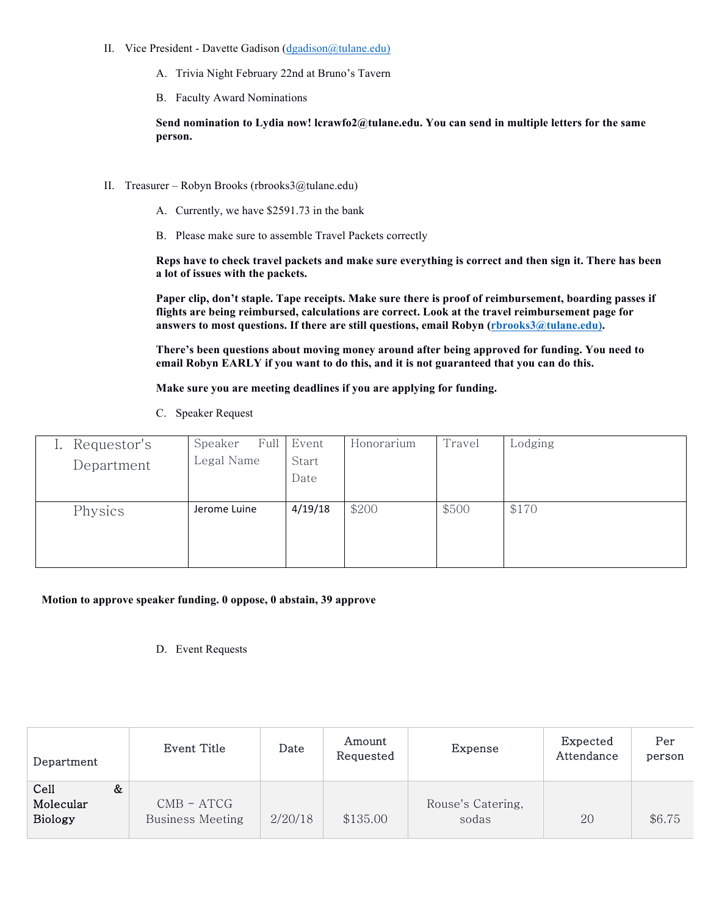II. Vice President - Davette Gadison (dgadison@tulane.edu)

A. Trivia Night February 22nd at Bruno's Tavern

B. Faculty Award Nominations

**Send nomination to Lydia now! lcrawfo2@tulane.edu. You can send in multiple letters for the same person.**

II. Treasurer – Robyn Brooks (rbrooks3@tulane.edu)

A. Currently, we have $2591.73 in the bank

B. Please make sure to assemble Travel Packets correctly

**Reps have to check travel packets and make sure everything is correct and then sign it. There has been a lot of issues with the packets.**

**Paper clip, don't staple. Tape receipts. Make sure there is proof of reimbursement, boarding passes if flights are being reimbursed, calculations are correct. Look at the travel reimbursement page for answers to most questions. If there are still questions, email Robyn (rbrooks3@tulane.edu).**

**There's been questions about moving money around after being approved for funding. You need to email Robyn EARLY if you want to do this, and it is not guaranteed that you can do this.**

**Make sure you are meeting deadlines if you are applying for funding.**

C. Speaker Request

| I. Requestor's Department | Speaker Full Legal Name | Event Start Date | Honorarium | Travel | Lodging |
|---|---|---|---|---|---|
| Physics | Jerome Luine | 4/19/18 | $200 | $500 | $170 |

**Motion to approve speaker funding. 0 oppose, 0 abstain, 39 approve**

D. Event Requests

| Department | Event Title | Date | Amount Requested | Expense | Expected Attendance | Per person |
|---|---|---|---|---|---|---|
| Cell & Molecular Biology | CMB - ATCG Business Meeting | 2/20/18 | $135.00 | Rouse's Catering, sodas | 20 | $6.75 |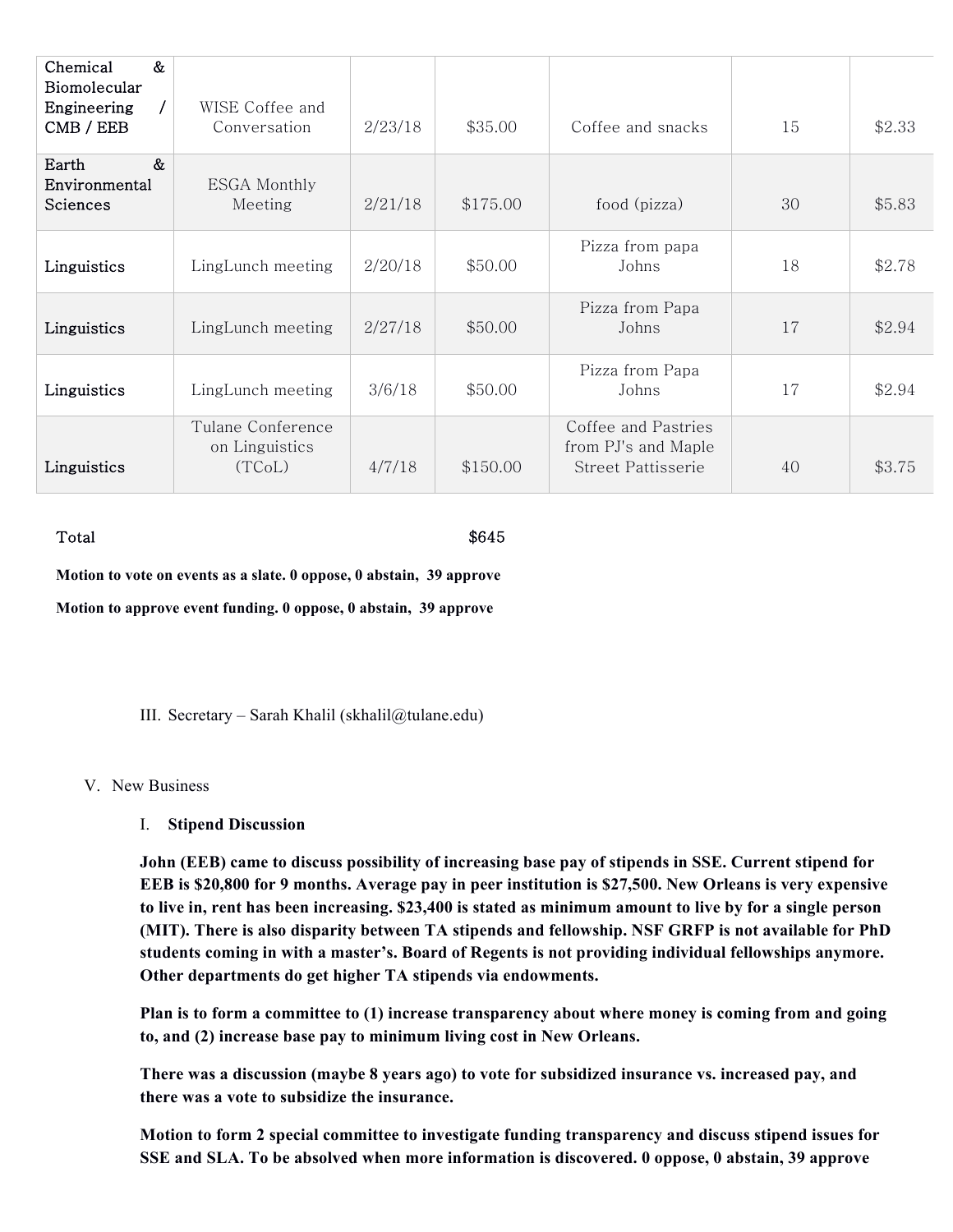| Chemical & Biomolecular Engineering / CMB / EEB | WISE Coffee and Conversation | 2/23/18 | $35.00 | Coffee and snacks | 15 | $2.33 |
|---|---|---|---|---|---|---|
| Earth & Environmental Sciences | ESGA Monthly Meeting | 2/21/18 | $175.00 | food (pizza) | 30 | $5.83 |
| Linguistics | LingLunch meeting | 2/20/18 | $50.00 | Pizza from papa Johns | 18 | $2.78 |
| Linguistics | LingLunch meeting | 2/27/18 | $50.00 | Pizza from Papa Johns | 17 | $2.94 |
| Linguistics | LingLunch meeting | 3/6/18 | $50.00 | Pizza from Papa Johns | 17 | $2.94 |
| Linguistics | Tulane Conference on Linguistics (TCoL) | 4/7/18 | $150.00 | Coffee and Pastries from PJ's and Maple Street Pattisserie | 40 | $3.75 |

Total $645

**Motion to vote on events as a slate. 0 oppose, 0 abstain, 39 approve**

**Motion to approve event funding. 0 oppose, 0 abstain, 39 approve**

III. Secretary – Sarah Khalil (skhalil@tulane.edu)

V. New Business

I. **Stipend Discussion**

**John (EEB) came to discuss possibility of increasing base pay of stipends in SSE. Current stipend for EEB is $20,800 for 9 months. Average pay in peer institution is $27,500. New Orleans is very expensive to live in, rent has been increasing. $23,400 is stated as minimum amount to live by for a single person (MIT). There is also disparity between TA stipends and fellowship. NSF GRFP is not available for PhD students coming in with a master's. Board of Regents is not providing individual fellowships anymore. Other departments do get higher TA stipends via endowments.**

**Plan is to form a committee to (1) increase transparency about where money is coming from and going to, and (2) increase base pay to minimum living cost in New Orleans.**

**There was a discussion (maybe 8 years ago) to vote for subsidized insurance vs. increased pay, and there was a vote to subsidize the insurance.**

**Motion to form 2 special committee to investigate funding transparency and discuss stipend issues for SSE and SLA. To be absolved when more information is discovered. 0 oppose, 0 abstain, 39 approve**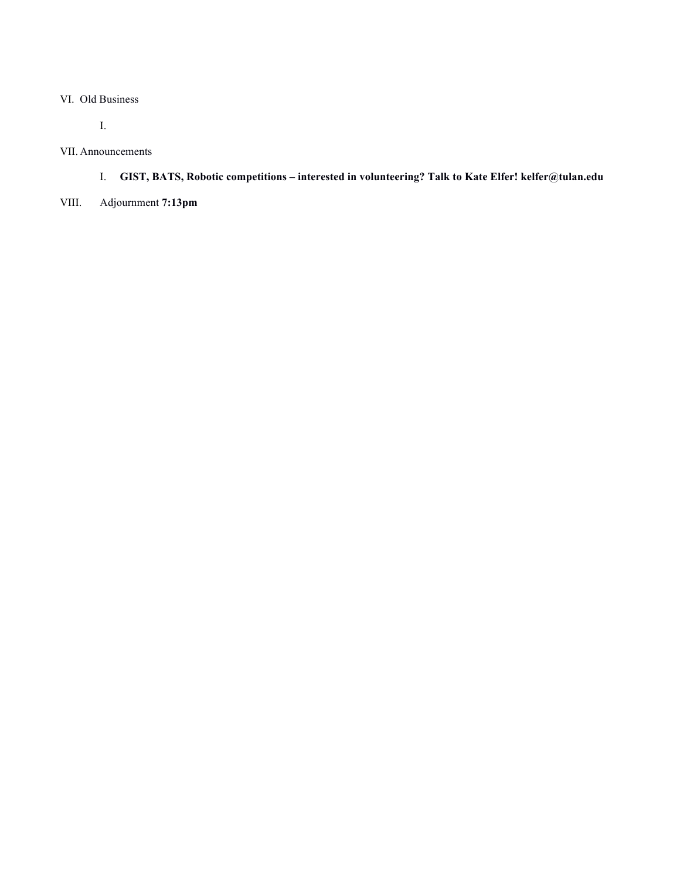VI. Old Business

I.

VII. Announcements

I. **GIST, BATS, Robotic competitions – interested in volunteering? Talk to Kate Elfer! kelfer@tulan.edu**

VIII. Adjournment **7:13pm**